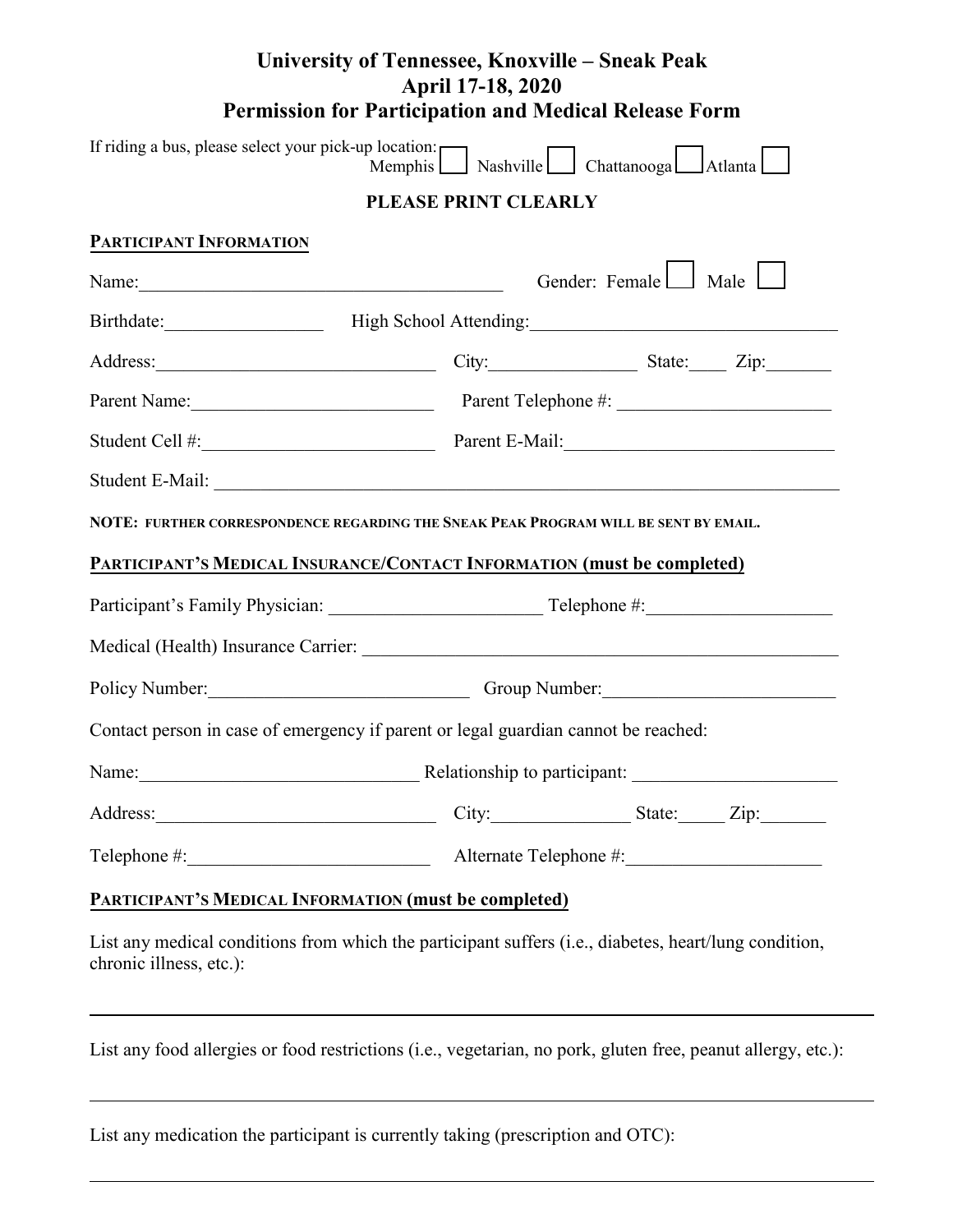# University of Tennessee, Knoxville – Sneak Peak
## April 17-18, 2020
## Permission for Participation and Medical Release Form

If riding a bus, please select your pick-up location: Memphis ☐ Nashville ☐ Chattanooga ☐ Atlanta ☐

**PLEASE PRINT CLEARLY**

**PARTICIPANT INFORMATION**

Name:_______________________________________ Gender: Female ☐ Male ☐

Birthdate:_________________ High School Attending:_________________________________

Address:______________________________ City:________________ State:____ Zip:_______

Parent Name:__________________________ Parent Telephone #: ______________________

Student Cell #:_________________________ Parent E-Mail:____________________________

Student E-Mail: _______________________________________________________________

**NOTE: FURTHER CORRESPONDENCE REGARDING THE SNEAK PEAK PROGRAM WILL BE SENT BY EMAIL.**

**PARTICIPANT'S MEDICAL INSURANCE/CONTACT INFORMATION (must be completed)**

Participant's Family Physician: _______________________ Telephone #:___________________

Medical (Health) Insurance Carrier: _____________________________________________

Policy Number:____________________________ Group Number:________________________

Contact person in case of emergency if parent or legal guardian cannot be reached:

Name:______________________________ Relationship to participant: _____________________

Address:______________________________ City:_______________ State:_____ Zip:_______

Telephone #:__________________________ Alternate Telephone #:_____________________

**PARTICIPANT'S MEDICAL INFORMATION (must be completed)**

List any medical conditions from which the participant suffers (i.e., diabetes, heart/lung condition, chronic illness, etc.):

_______________________________________________________________________________

List any food allergies or food restrictions (i.e., vegetarian, no pork, gluten free, peanut allergy, etc.):

_______________________________________________________________________________

List any medication the participant is currently taking (prescription and OTC):

_______________________________________________________________________________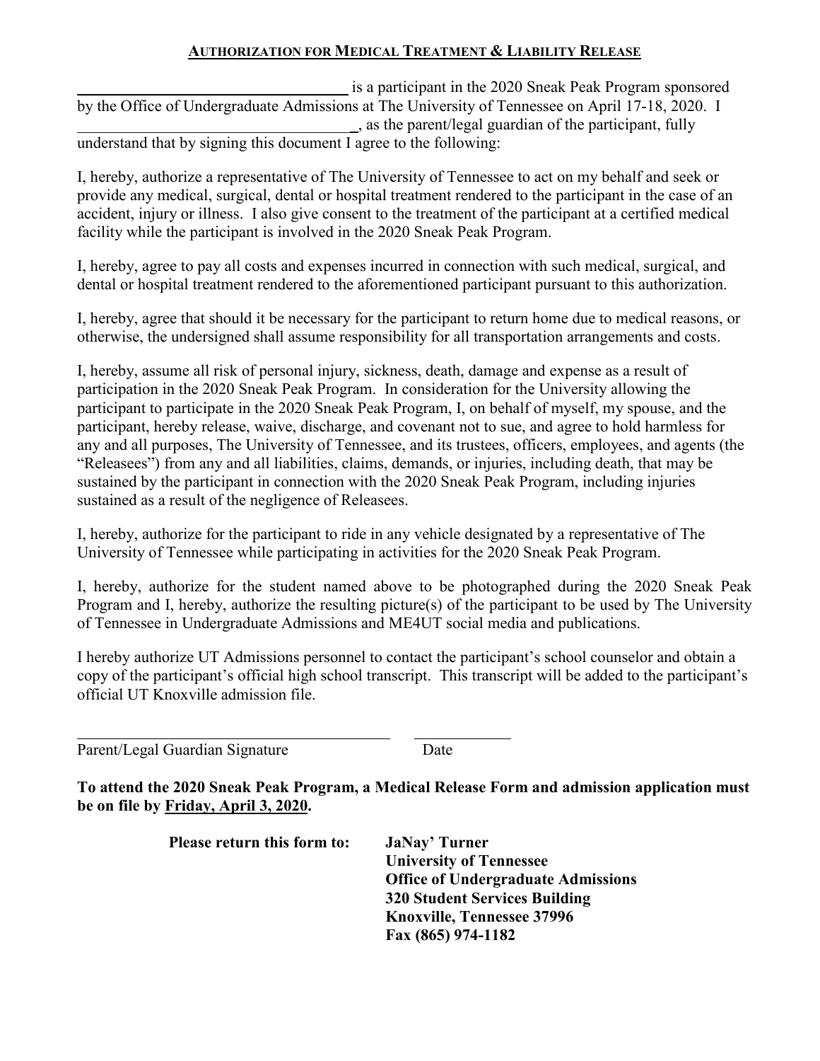## AUTHORIZATION FOR MEDICAL TREATMENT & LIABILITY RELEASE

\_\_\_\_\_\_\_\_\_\_\_\_\_\_\_\_\_\_\_\_\_\_\_\_\_\_\_\_\_\_\_\_\_\_\_ is a participant in the 2020 Sneak Peak Program sponsored by the Office of Undergraduate Admissions at The University of Tennessee on April 17-18, 2020. I \_\_\_\_\_\_\_\_\_\_\_\_\_\_\_\_\_\_\_\_\_\_\_\_\_\_\_\_\_\_\_\_\_\_\_, as the parent/legal guardian of the participant, fully understand that by signing this document I agree to the following:

I, hereby, authorize a representative of The University of Tennessee to act on my behalf and seek or provide any medical, surgical, dental or hospital treatment rendered to the participant in the case of an accident, injury or illness. I also give consent to the treatment of the participant at a certified medical facility while the participant is involved in the 2020 Sneak Peak Program.

I, hereby, agree to pay all costs and expenses incurred in connection with such medical, surgical, and dental or hospital treatment rendered to the aforementioned participant pursuant to this authorization.

I, hereby, agree that should it be necessary for the participant to return home due to medical reasons, or otherwise, the undersigned shall assume responsibility for all transportation arrangements and costs.

I, hereby, assume all risk of personal injury, sickness, death, damage and expense as a result of participation in the 2020 Sneak Peak Program. In consideration for the University allowing the participant to participate in the 2020 Sneak Peak Program, I, on behalf of myself, my spouse, and the participant, hereby release, waive, discharge, and covenant not to sue, and agree to hold harmless for any and all purposes, The University of Tennessee, and its trustees, officers, employees, and agents (the "Releasees") from any and all liabilities, claims, demands, or injuries, including death, that may be sustained by the participant in connection with the 2020 Sneak Peak Program, including injuries sustained as a result of the negligence of Releasees.

I, hereby, authorize for the participant to ride in any vehicle designated by a representative of The University of Tennessee while participating in activities for the 2020 Sneak Peak Program.

I, hereby, authorize for the student named above to be photographed during the 2020 Sneak Peak Program and I, hereby, authorize the resulting picture(s) of the participant to be used by The University of Tennessee in Undergraduate Admissions and ME4UT social media and publications.

I hereby authorize UT Admissions personnel to contact the participant's school counselor and obtain a copy of the participant's official high school transcript. This transcript will be added to the participant's official UT Knoxville admission file.

\_\_\_\_\_\_\_\_\_\_\_\_\_\_\_\_\_\_\_\_\_\_\_\_\_\_\_\_\_\_\_\_\_\_\_\_\_\_\_\_ \_\_\_\_\_\_\_\_\_\_\_\_

Parent/Legal Guardian Signature Date

**To attend the 2020 Sneak Peak Program, a Medical Release Form and admission application must be on file by Friday, April 3, 2020.**

**Please return this form to:**

**JaNay' Turner**
**University of Tennessee**
**Office of Undergraduate Admissions**
**320 Student Services Building**
**Knoxville, Tennessee 37996**
**Fax (865) 974-1182**